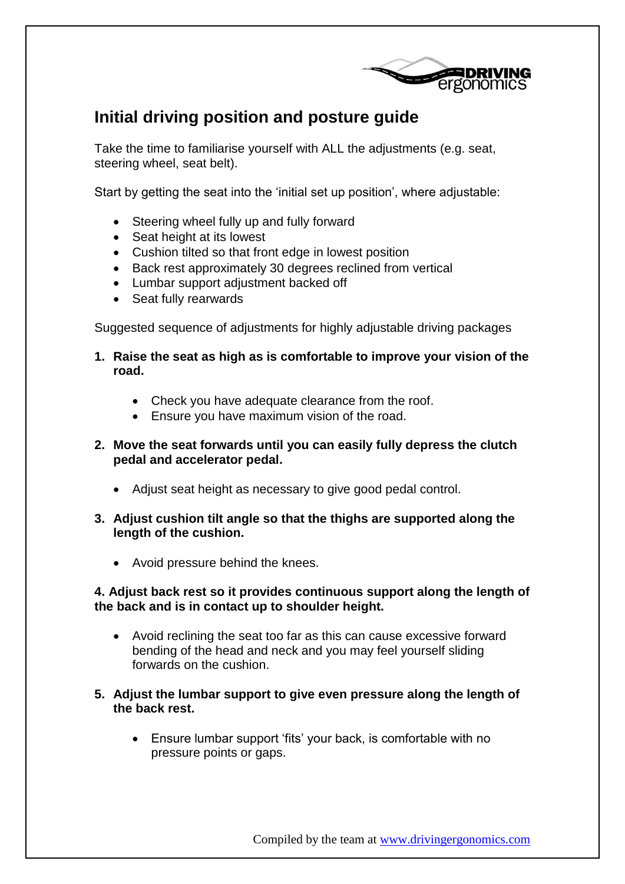# Initial driving position and posture guide

Take the time to familiarise yourself with ALL the adjustments (e.g. seat, steering wheel, seat belt).

Start by getting the seat into the 'initial set up position', where adjustable:

- Steering wheel fully up and fully forward
- Seat height at its lowest
- Cushion tilted so that front edge in lowest position
- Back rest approximately 30 degrees reclined from vertical
- Lumbar support adjustment backed off
- Seat fully rearwards

Suggested sequence of adjustments for highly adjustable driving packages

1. **Raise the seat as high as is comfortable to improve your vision of the road.**
    - Check you have adequate clearance from the roof.
    - Ensure you have maximum vision of the road.

2. **Move the seat forwards until you can easily fully depress the clutch pedal and accelerator pedal.**
    - Adjust seat height as necessary to give good pedal control.

3. **Adjust cushion tilt angle so that the thighs are supported along the length of the cushion.**
    - Avoid pressure behind the knees.

**4. Adjust back rest so it provides continuous support along the length of the back and is in contact up to shoulder height.**

- Avoid reclining the seat too far as this can cause excessive forward bending of the head and neck and you may feel yourself sliding forwards on the cushion.

5. **Adjust the lumbar support to give even pressure along the length of the back rest.**
    - Ensure lumbar support 'fits' your back, is comfortable with no pressure points or gaps.

Compiled by the team at [www.drivingergonomics.com](http://www.drivingergonomics.com)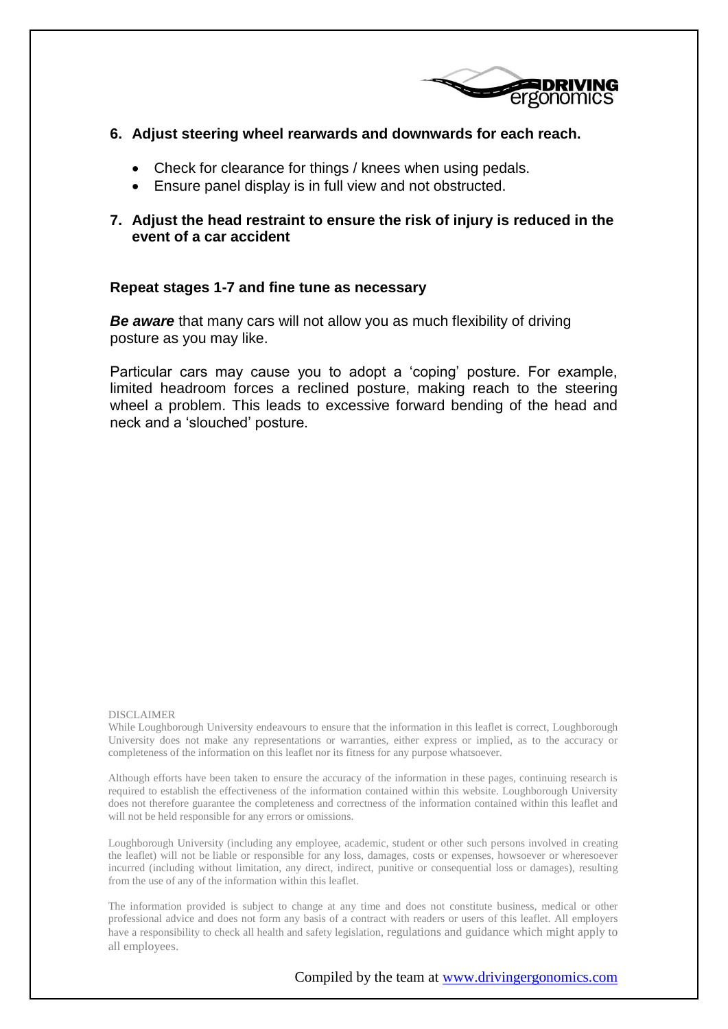6. **Adjust steering wheel rearwards and downwards for each reach.**

   - Check for clearance for things / knees when using pedals.
   - Ensure panel display is in full view and not obstructed.

7. **Adjust the head restraint to ensure the risk of injury is reduced in the event of a car accident**

**Repeat stages 1-7 and fine tune as necessary**

***Be aware*** that many cars will not allow you as much flexibility of driving posture as you may like.

Particular cars may cause you to adopt a 'coping' posture. For example, limited headroom forces a reclined posture, making reach to the steering wheel a problem. This leads to excessive forward bending of the head and neck and a 'slouched' posture.

DISCLAIMER

While Loughborough University endeavours to ensure that the information in this leaflet is correct, Loughborough University does not make any representations or warranties, either express or implied, as to the accuracy or completeness of the information on this leaflet nor its fitness for any purpose whatsoever.

Although efforts have been taken to ensure the accuracy of the information in these pages, continuing research is required to establish the effectiveness of the information contained within this website. Loughborough University does not therefore guarantee the completeness and correctness of the information contained within this leaflet and will not be held responsible for any errors or omissions.

Loughborough University (including any employee, academic, student or other such persons involved in creating the leaflet) will not be liable or responsible for any loss, damages, costs or expenses, howsoever or wheresoever incurred (including without limitation, any direct, indirect, punitive or consequential loss or damages), resulting from the use of any of the information within this leaflet.

The information provided is subject to change at any time and does not constitute business, medical or other professional advice and does not form any basis of a contract with readers or users of this leaflet. All employers have a responsibility to check all health and safety legislation, regulations and guidance which might apply to all employees.

Compiled by the team at www.drivingergonomics.com